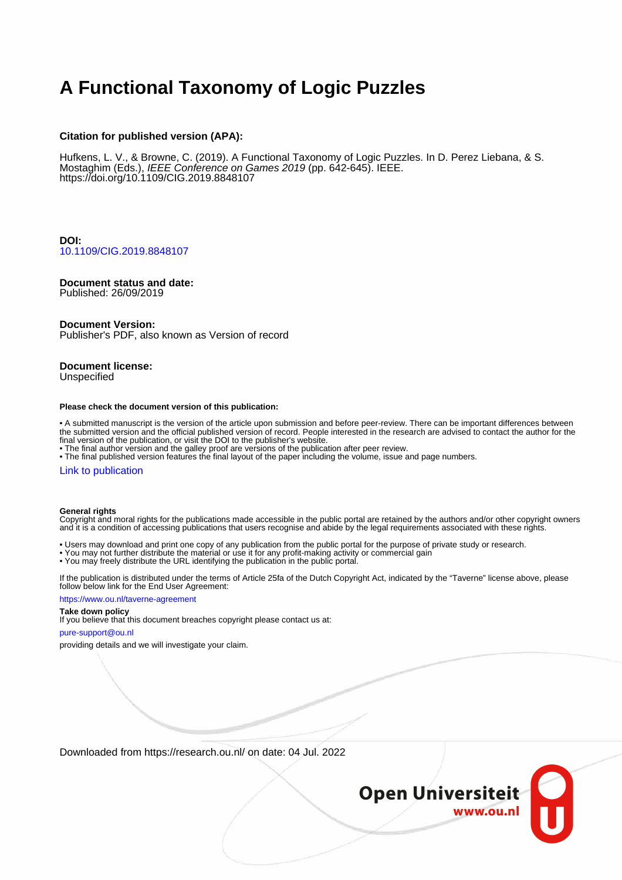# A Functional Taxonomy of Logic Puzzles

**Citation for published version (APA):**

Hufkens, L. V., & Browne, C. (2019). A Functional Taxonomy of Logic Puzzles. In D. Perez Liebana, & S. Mostaghim (Eds.), *IEEE Conference on Games 2019* (pp. 642-645). IEEE. https://doi.org/10.1109/CIG.2019.8848107

**DOI:**
10.1109/CIG.2019.8848107

**Document status and date:**
Published: 26/09/2019

**Document Version:**
Publisher's PDF, also known as Version of record

**Document license:**
Unspecified

**Please check the document version of this publication:**

- A submitted manuscript is the version of the article upon submission and before peer-review. There can be important differences between the submitted version and the official published version of record. People interested in the research are advised to contact the author for the final version of the publication, or visit the DOI to the publisher's website.
- The final author version and the galley proof are versions of the publication after peer review.
- The final published version features the final layout of the paper including the volume, issue and page numbers.

Link to publication

**General rights**
Copyright and moral rights for the publications made accessible in the public portal are retained by the authors and/or other copyright owners and it is a condition of accessing publications that users recognise and abide by the legal requirements associated with these rights.

- Users may download and print one copy of any publication from the public portal for the purpose of private study or research.
- You may not further distribute the material or use it for any profit-making activity or commercial gain
- You may freely distribute the URL identifying the publication in the public portal.

If the publication is distributed under the terms of Article 25fa of the Dutch Copyright Act, indicated by the "Taverne" license above, please follow below link for the End User Agreement:

https://www.ou.nl/taverne-agreement

**Take down policy**
If you believe that this document breaches copyright please contact us at:

pure-support@ou.nl

providing details and we will investigate your claim.

Downloaded from https://research.ou.nl/ on date: 04 Jul. 2022

Open Universiteit
www.ou.nl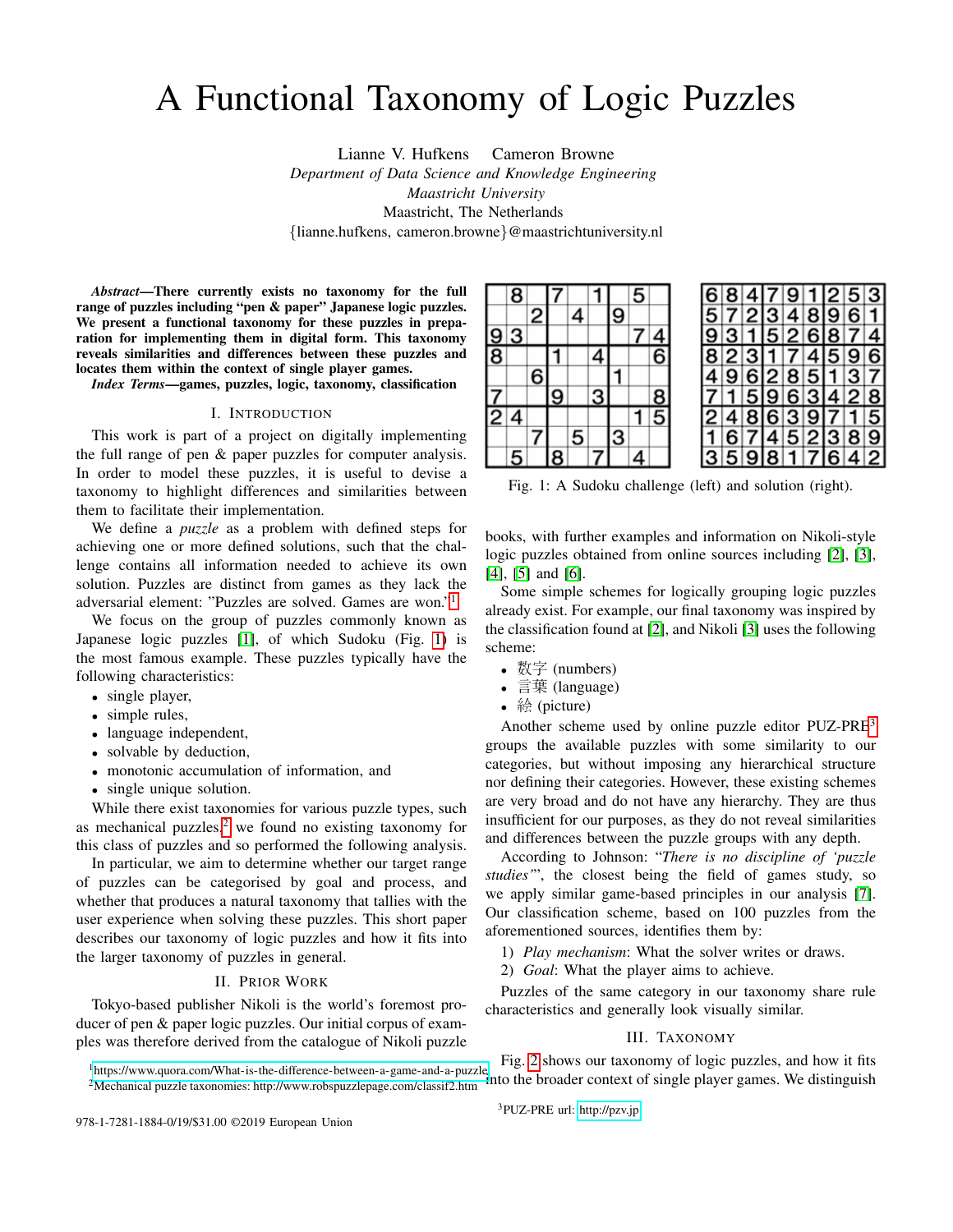# A Functional Taxonomy of Logic Puzzles

Lianne V. Hufkens  Cameron Browne
*Department of Data Science and Knowledge Engineering*
*Maastricht University*
Maastricht, The Netherlands
{lianne.hufkens, cameron.browne}@maastrichtuniversity.nl

***Abstract*—There currently exists no taxonomy for the full range of puzzles including "pen & paper" Japanese logic puzzles. We present a functional taxonomy for these puzzles in preparation for implementing them in digital form. This taxonomy reveals similarities and differences between these puzzles and locates them within the context of single player games.**

***Index Terms*—games, puzzles, logic, taxonomy, classification**

## I. Introduction

This work is part of a project on digitally implementing the full range of pen & paper puzzles for computer analysis. In order to model these puzzles, it is useful to devise a taxonomy to highlight differences and similarities between them to facilitate their implementation.

We define a *puzzle* as a problem with defined steps for achieving one or more defined solutions, such that the challenge contains all information needed to achieve its own solution. Puzzles are distinct from games as they lack the adversarial element: "Puzzles are solved. Games are won.'[1]

We focus on the group of puzzles commonly known as Japanese logic puzzles [1], of which Sudoku (Fig. 1) is the most famous example. These puzzles typically have the following characteristics:

- single player,
- simple rules,
- language independent,
- solvable by deduction,
- monotonic accumulation of information, and
- single unique solution.

While there exist taxonomies for various puzzle types, such as mechanical puzzles,[2] we found no existing taxonomy for this class of puzzles and so performed the following analysis.

In particular, we aim to determine whether our target range of puzzles can be categorised by goal and process, and whether that produces a natural taxonomy that tallies with the user experience when solving these puzzles. This short paper describes our taxonomy of logic puzzles and how it fits into the larger taxonomy of puzzles in general.

## II. Prior Work

Tokyo-based publisher Nikoli is the world's foremost producer of pen & paper logic puzzles. Our initial corpus of examples was therefore derived from the catalogue of Nikoli puzzle books, with further examples and information on Nikoli-style logic puzzles obtained from online sources including [2], [3], [4], [5] and [6].

| | | | | | | | | |
|---|---|---|---|---|---|---|---|---|
| | 8 | | 7 | | 1 | | 5 | |
| | | 2 | | 4 | | 9 | | |
| 9 | 3 | | | | | | 7 | 4 |
| 8 | | | 1 | | 4 | | | 6 |
| | | 6 | | | | 1 | | |
| 7 | | | 9 | | 3 | | | 8 |
| 2 | 4 | | | | | | 1 | 5 |
| | | 7 | | 5 | | 3 | | |
| | 5 | | 8 | | 7 | | 4 | |

| | | | | | | | | |
|---|---|---|---|---|---|---|---|---|
| 6 | 8 | 4 | 7 | 9 | 1 | 2 | 5 | 3 |
| 5 | 7 | 2 | 3 | 4 | 8 | 9 | 6 | 1 |
| 9 | 3 | 1 | 5 | 2 | 6 | 8 | 7 | 4 |
| 8 | 2 | 3 | 1 | 7 | 4 | 5 | 9 | 6 |
| 4 | 9 | 6 | 2 | 8 | 5 | 1 | 3 | 7 |
| 7 | 1 | 5 | 9 | 6 | 3 | 4 | 2 | 8 |
| 2 | 4 | 8 | 6 | 3 | 9 | 7 | 1 | 5 |
| 1 | 6 | 7 | 4 | 5 | 2 | 3 | 8 | 9 |
| 3 | 5 | 9 | 8 | 1 | 7 | 6 | 4 | 2 |

Fig. 1: A Sudoku challenge (left) and solution (right).

Some simple schemes for logically grouping logic puzzles already exist. For example, our final taxonomy was inspired by the classification found at [2], and Nikoli [3] uses the following scheme:

- 数字 (numbers)
- 言葉 (language)
- 絵 (picture)

Another scheme used by online puzzle editor PUZ-PRE[3] groups the available puzzles with some similarity to our categories, but without imposing any hierarchical structure nor defining their categories. However, these existing schemes are very broad and do not have any hierarchy. They are thus insufficient for our purposes, as they do not reveal similarities and differences between the puzzle groups with any depth.

According to Johnson: "*There is no discipline of 'puzzle studies'*", the closest being the field of games study, so we apply similar game-based principles in our analysis [7]. Our classification scheme, based on 100 puzzles from the aforementioned sources, identifies them by:

1) *Play mechanism*: What the solver writes or draws.
2) *Goal*: What the player aims to achieve.

Puzzles of the same category in our taxonomy share rule characteristics and generally look visually similar.

## III. Taxonomy

Fig. 2 shows our taxonomy of logic puzzles, and how it fits into the broader context of single player games. We distinguish

[1] https://www.quora.com/What-is-the-difference-between-a-game-and-a-puzzle
[2] Mechanical puzzle taxonomies: http://www.robspuzzlepage.com/classif2.htm
[3] PUZ-PRE url: http://pzv.jp

978-1-7281-1884-0/19/$31.00 ©2019 European Union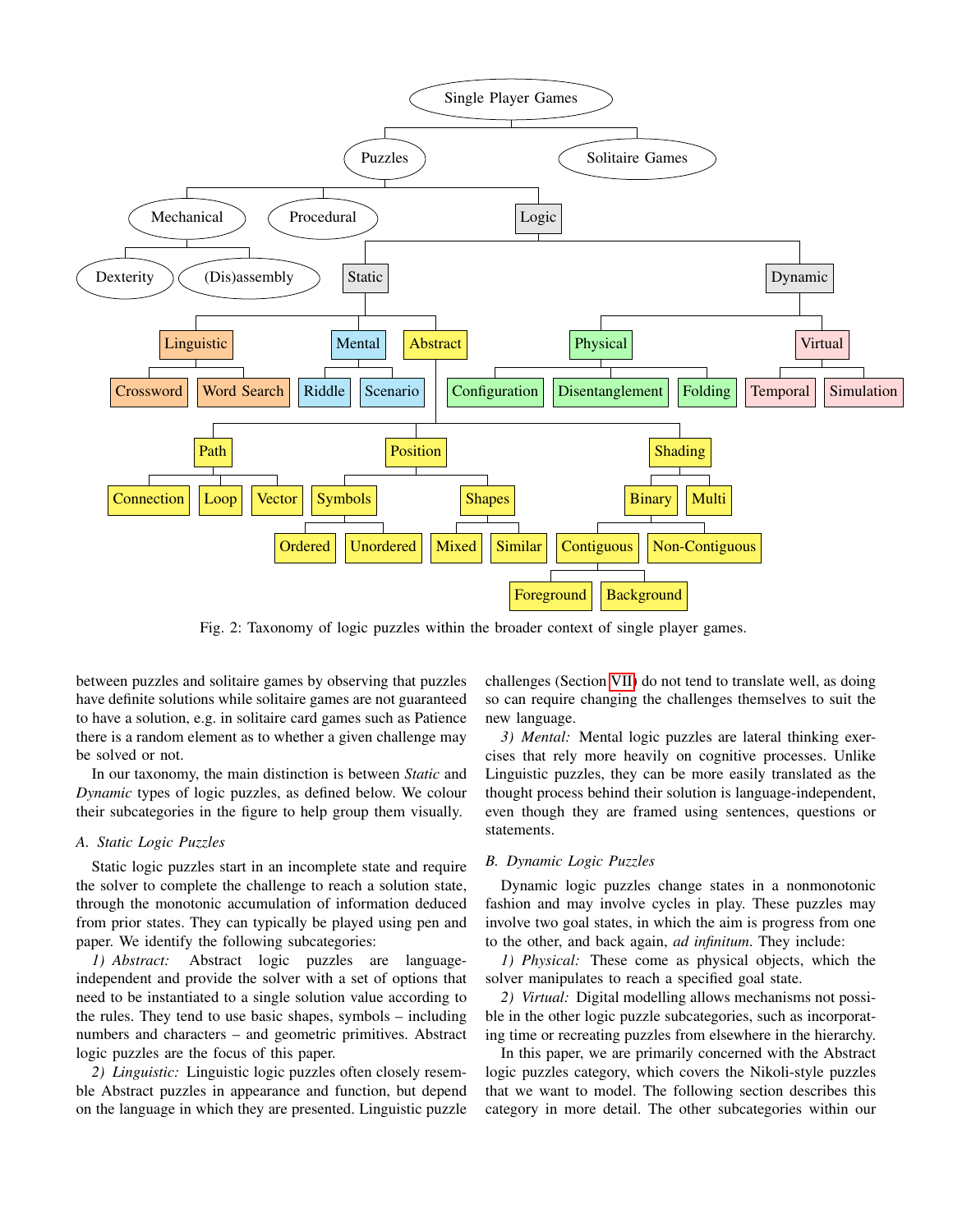Fig. 2: Taxonomy of logic puzzles within the broader context of single player games.

between puzzles and solitaire games by observing that puzzles have definite solutions while solitaire games are not guaranteed to have a solution, e.g. in solitaire card games such as Patience there is a random element as to whether a given challenge may be solved or not.

In our taxonomy, the main distinction is between *Static* and *Dynamic* types of logic puzzles, as defined below. We colour their subcategories in the figure to help group them visually.

### A. Static Logic Puzzles

Static logic puzzles start in an incomplete state and require the solver to complete the challenge to reach a solution state, through the monotonic accumulation of information deduced from prior states. They can typically be played using pen and paper. We identify the following subcategories:

*1) Abstract:* Abstract logic puzzles are language-independent and provide the solver with a set of options that need to be instantiated to a single solution value according to the rules. They tend to use basic shapes, symbols – including numbers and characters – and geometric primitives. Abstract logic puzzles are the focus of this paper.

*2) Linguistic:* Linguistic logic puzzles often closely resemble Abstract puzzles in appearance and function, but depend on the language in which they are presented. Linguistic puzzle challenges (Section VII) do not tend to translate well, as doing so can require changing the challenges themselves to suit the new language.

*3) Mental:* Mental logic puzzles are lateral thinking exercises that rely more heavily on cognitive processes. Unlike Linguistic puzzles, they can be more easily translated as the thought process behind their solution is language-independent, even though they are framed using sentences, questions or statements.

### B. Dynamic Logic Puzzles

Dynamic logic puzzles change states in a nonmonotonic fashion and may involve cycles in play. These puzzles may involve two goal states, in which the aim is progress from one to the other, and back again, *ad infinitum*. They include:

*1) Physical:* These come as physical objects, which the solver manipulates to reach a specified goal state.

*2) Virtual:* Digital modelling allows mechanisms not possible in the other logic puzzle subcategories, such as incorporating time or recreating puzzles from elsewhere in the hierarchy.

In this paper, we are primarily concerned with the Abstract logic puzzles category, which covers the Nikoli-style puzzles that we want to model. The following section describes this category in more detail. The other subcategories within our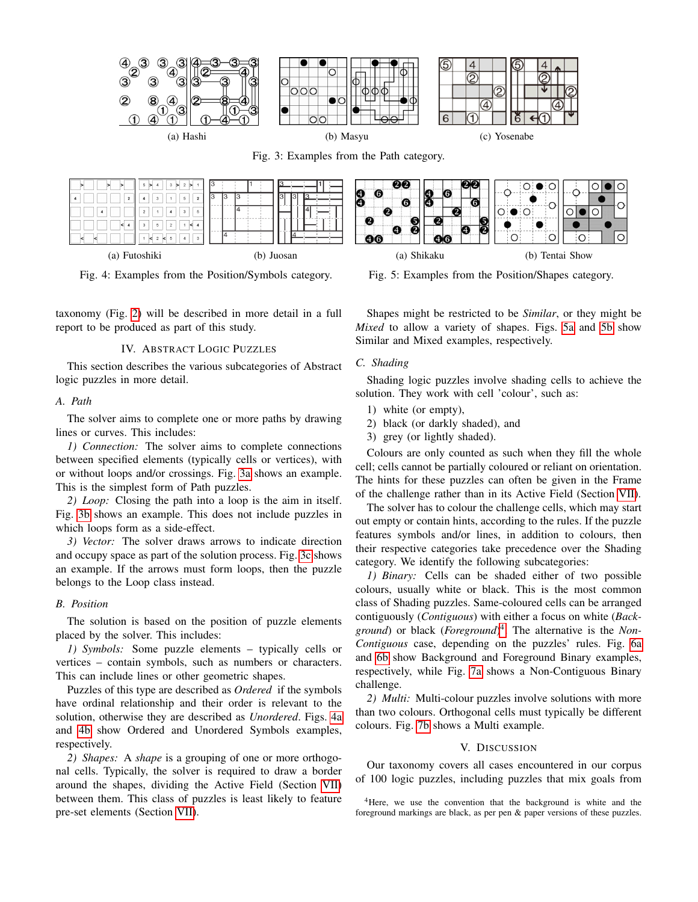(a) Hashi

(b) Masyu

(c) Yosenabe

Fig. 3: Examples from the Path category.

(a) Futoshiki

(b) Juosan

Fig. 4: Examples from the Position/Symbols category.

(a) Shikaku

(b) Tentai Show

Fig. 5: Examples from the Position/Shapes category.

taxonomy (Fig. 2) will be described in more detail in a full report to be produced as part of this study.

## IV. Abstract Logic Puzzles

This section describes the various subcategories of Abstract logic puzzles in more detail.

### A. Path

The solver aims to complete one or more paths by drawing lines or curves. This includes:

*1) Connection:* The solver aims to complete connections between specified elements (typically cells or vertices), with or without loops and/or crossings. Fig. 3a shows an example. This is the simplest form of Path puzzles.

*2) Loop:* Closing the path into a loop is the aim in itself. Fig. 3b shows an example. This does not include puzzles in which loops form as a side-effect.

*3) Vector:* The solver draws arrows to indicate direction and occupy space as part of the solution process. Fig. 3c shows an example. If the arrows must form loops, then the puzzle belongs to the Loop class instead.

### B. Position

The solution is based on the position of puzzle elements placed by the solver. This includes:

*1) Symbols:* Some puzzle elements – typically cells or vertices – contain symbols, such as numbers or characters. This can include lines or other geometric shapes.

Puzzles of this type are described as *Ordered* if the symbols have ordinal relationship and their order is relevant to the solution, otherwise they are described as *Unordered*. Figs. 4a and 4b show Ordered and Unordered Symbols examples, respectively.

*2) Shapes:* A *shape* is a grouping of one or more orthogonal cells. Typically, the solver is required to draw a border around the shapes, dividing the Active Field (Section VII) between them. This class of puzzles is least likely to feature pre-set elements (Section VII).

Shapes might be restricted to be *Similar*, or they might be *Mixed* to allow a variety of shapes. Figs. 5a and 5b show Similar and Mixed examples, respectively.

### C. Shading

Shading logic puzzles involve shading cells to achieve the solution. They work with cell 'colour', such as:

1) white (or empty),
2) black (or darkly shaded), and
3) grey (or lightly shaded).

Colours are only counted as such when they fill the whole cell; cells cannot be partially coloured or reliant on orientation. The hints for these puzzles can often be given in the Frame of the challenge rather than in its Active Field (Section VII).

The solver has to colour the challenge cells, which may start out empty or contain hints, according to the rules. If the puzzle features symbols and/or lines, in addition to colours, then their respective categories take precedence over the Shading category. We identify the following subcategories:

*1) Binary:* Cells can be shaded either of two possible colours, usually white or black. This is the most common class of Shading puzzles. Same-coloured cells can be arranged contiguously (*Contiguous*) with either a focus on white (*Background*) or black (*Foreground*)[4]. The alternative is the *Non-Contiguous* case, depending on the puzzles' rules. Fig. 6a and 6b show Background and Foreground Binary examples, respectively, while Fig. 7a shows a Non-Contiguous Binary challenge.

*2) Multi:* Multi-colour puzzles involve solutions with more than two colours. Orthogonal cells must typically be different colours. Fig. 7b shows a Multi example.

## V. Discussion

Our taxonomy covers all cases encountered in our corpus of 100 logic puzzles, including puzzles that mix goals from

[4]Here, we use the convention that the background is white and the foreground markings are black, as per pen & paper versions of these puzzles.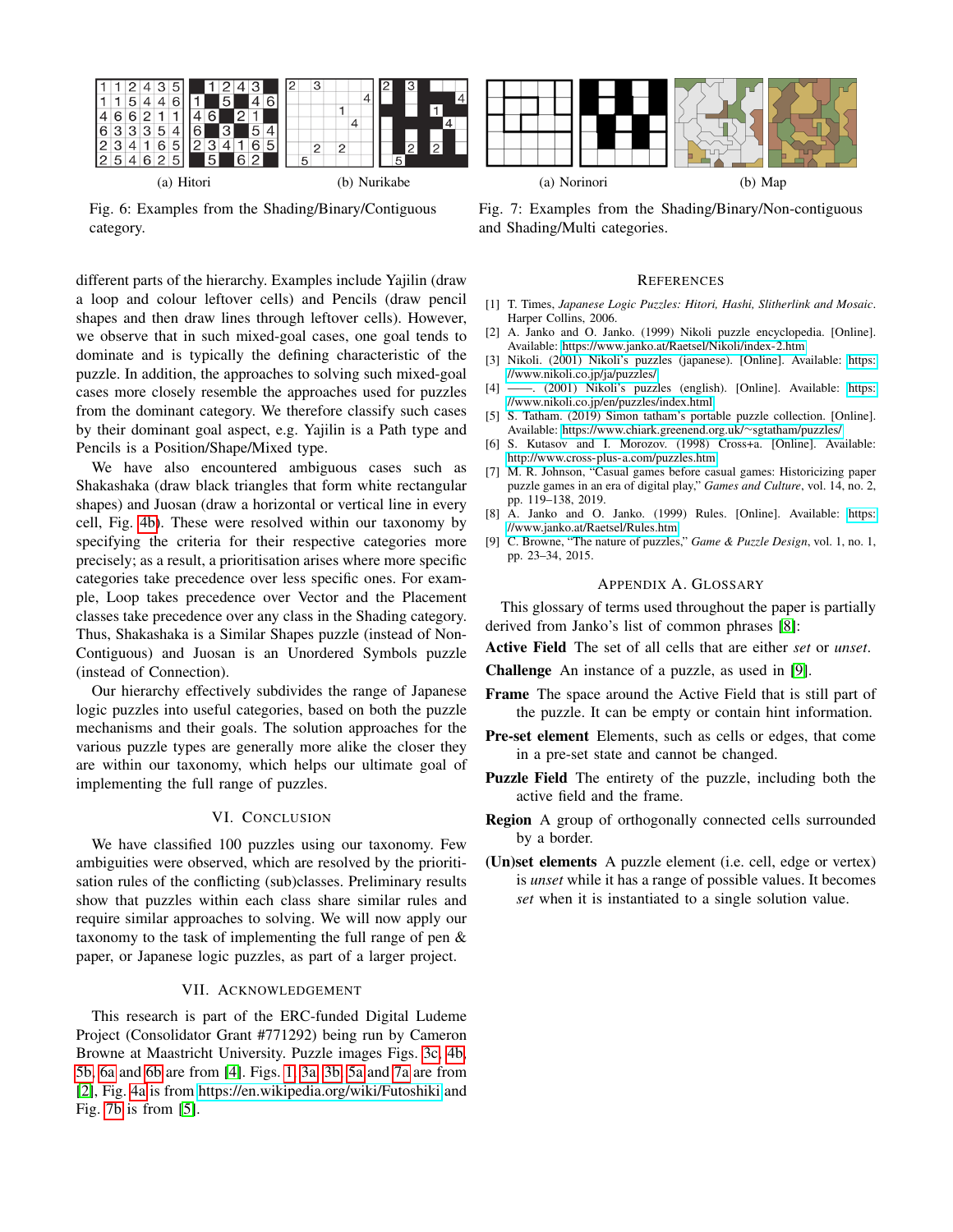(a) Hitori (b) Nurikabe

Fig. 6: Examples from the Shading/Binary/Contiguous category.

(a) Norinori (b) Map

Fig. 7: Examples from the Shading/Binary/Non-contiguous and Shading/Multi categories.

different parts of the hierarchy. Examples include Yajilin (draw a loop and colour leftover cells) and Pencils (draw pencil shapes and then draw lines through leftover cells). However, we observe that in such mixed-goal cases, one goal tends to dominate and is typically the defining characteristic of the puzzle. In addition, the approaches to solving such mixed-goal cases more closely resemble the approaches used for puzzles from the dominant category. We therefore classify such cases by their dominant goal aspect, e.g. Yajilin is a Path type and Pencils is a Position/Shape/Mixed type.

We have also encountered ambiguous cases such as Shakashaka (draw black triangles that form white rectangular shapes) and Juosan (draw a horizontal or vertical line in every cell, Fig. 4b). These were resolved within our taxonomy by specifying the criteria for their respective categories more precisely; as a result, a prioritisation arises where more specific categories take precedence over less specific ones. For example, Loop takes precedence over Vector and the Placement classes take precedence over any class in the Shading category. Thus, Shakashaka is a Similar Shapes puzzle (instead of Non-Contiguous) and Juosan is an Unordered Symbols puzzle (instead of Connection).

Our hierarchy effectively subdivides the range of Japanese logic puzzles into useful categories, based on both the puzzle mechanisms and their goals. The solution approaches for the various puzzle types are generally more alike the closer they are within our taxonomy, which helps our ultimate goal of implementing the full range of puzzles.

## VI. Conclusion

We have classified 100 puzzles using our taxonomy. Few ambiguities were observed, which are resolved by the prioritisation rules of the conflicting (sub)classes. Preliminary results show that puzzles within each class share similar rules and require similar approaches to solving. We will now apply our taxonomy to the task of implementing the full range of pen & paper, or Japanese logic puzzles, as part of a larger project.

## VII. Acknowledgement

This research is part of the ERC-funded Digital Ludeme Project (Consolidator Grant #771292) being run by Cameron Browne at Maastricht University. Puzzle images Figs. 3c, 4b, 5b, 6a and 6b are from [4]. Figs. 1, 3a, 3b, 5a and 7a are from [2], Fig. 4a is from https://en.wikipedia.org/wiki/Futoshiki and Fig. 7b is from [5].

## References

[1] T. Times, *Japanese Logic Puzzles: Hitori, Hashi, Slitherlink and Mosaic*. Harper Collins, 2006.

[2] A. Janko and O. Janko. (1999) Nikoli puzzle encyclopedia. [Online]. Available: https://www.janko.at/Raetsel/Nikoli/index-2.htm

[3] Nikoli. (2001) Nikoli's puzzles (japanese). [Online]. Available: https://www.nikoli.co.jp/ja/puzzles/

[4] ——. (2001) Nikoli's puzzles (english). [Online]. Available: https://www.nikoli.co.jp/en/puzzles/index.html

[5] S. Tatham. (2019) Simon tatham's portable puzzle collection. [Online]. Available: https://www.chiark.greenend.org.uk/~sgtatham/puzzles/

[6] S. Kutasov and I. Morozov. (1998) Cross+a. [Online]. Available: http://www.cross-plus-a.com/puzzles.htm

[7] M. R. Johnson, "Casual games before casual games: Historicizing paper puzzle games in an era of digital play," *Games and Culture*, vol. 14, no. 2, pp. 119–138, 2019.

[8] A. Janko and O. Janko. (1999) Rules. [Online]. Available: https://www.janko.at/Raetsel/Rules.htm

[9] C. Browne, "The nature of puzzles," *Game & Puzzle Design*, vol. 1, no. 1, pp. 23–34, 2015.

## Appendix A. Glossary

This glossary of terms used throughout the paper is partially derived from Janko's list of common phrases [8]:

**Active Field** The set of all cells that are either *set* or *unset*.

**Challenge** An instance of a puzzle, as used in [9].

**Frame** The space around the Active Field that is still part of the puzzle. It can be empty or contain hint information.

**Pre-set element** Elements, such as cells or edges, that come in a pre-set state and cannot be changed.

**Puzzle Field** The entirety of the puzzle, including both the active field and the frame.

**Region** A group of orthogonally connected cells surrounded by a border.

**(Un)set elements** A puzzle element (i.e. cell, edge or vertex) is *unset* while it has a range of possible values. It becomes *set* when it is instantiated to a single solution value.